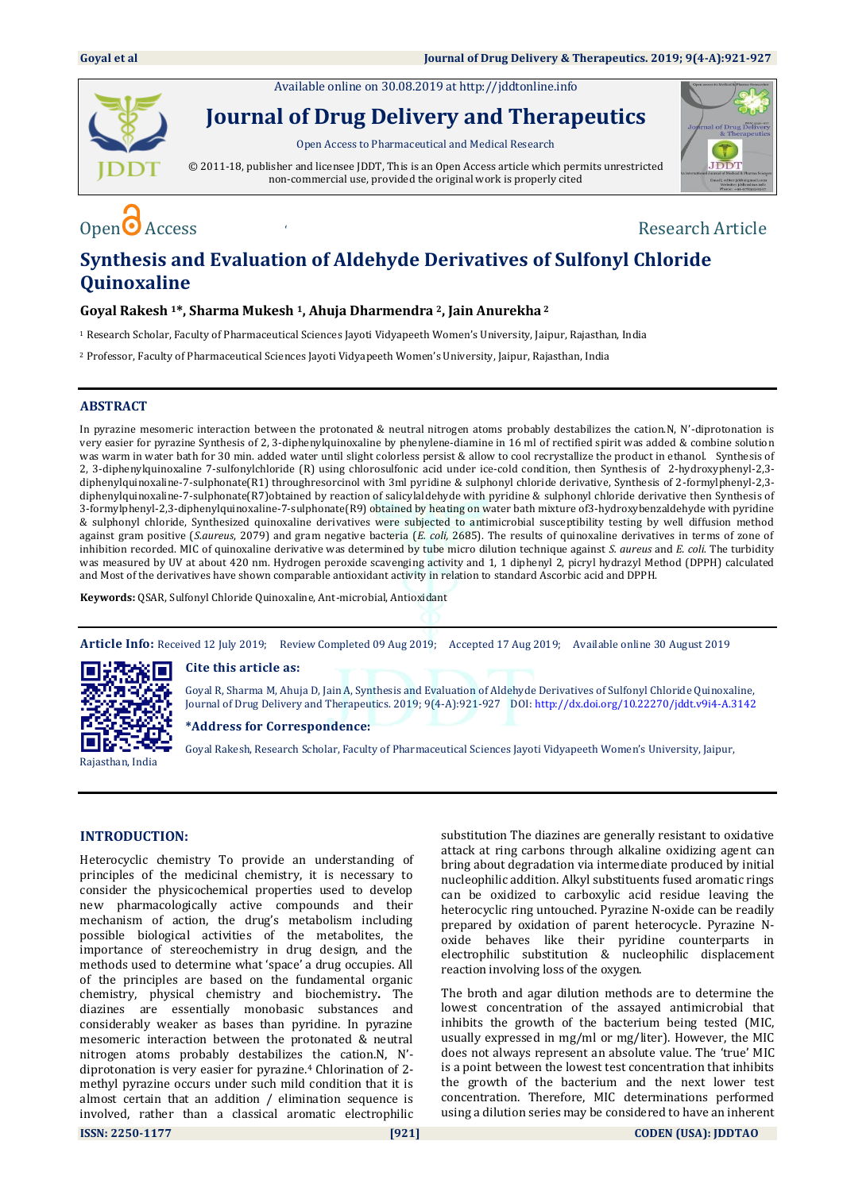Available online on 30.08.2019 at http://jddtonline.info

# Journal of Drug Delivery and Therapeutics

Open Access to Pharmaceutical and Medical Research

© 2011-18, publisher and licensee JDDT, This is an Open Access article which permits unrestricted non-commercial use, provided the original work is properly cited

Open Access Research Article

# Synthesis and Evaluation of Aldehyde Derivatives of Sulfonyl Chloride Quinoxaline

**Goyal Rakesh [1]\*, Sharma Mukesh [1], Ahuja Dharmendra [2], Jain Anurekha [2]**

[1] Research Scholar, Faculty of Pharmaceutical Sciences Jayoti Vidyapeeth Women's University, Jaipur, Rajasthan, India

[2] Professor, Faculty of Pharmaceutical Sciences Jayoti Vidyapeeth Women's University, Jaipur, Rajasthan, India

## ABSTRACT

In pyrazine mesomeric interaction between the protonated & neutral nitrogen atoms probably destabilizes the cation.N, N'-diprotonation is very easier for pyrazine Synthesis of 2, 3-diphenylquinoxaline by phenylene-diamine in 16 ml of rectified spirit was added & combine solution was warm in water bath for 30 min. added water until slight colorless persist & allow to cool recrystallize the product in ethanol. Synthesis of 2, 3-diphenylquinoxaline 7-sulfonylchloride (R) using chlorosulfonic acid under ice-cold condition, then Synthesis of 2-hydroxyphenyl-2,3-diphenylquinoxaline-7-sulphonate(R1) throughresorcinol with 3ml pyridine & sulphonyl chloride derivative, Synthesis of 2-formylphenyl-2,3-diphenylquinoxaline-7-sulphonate(R7)obtained by reaction of salicylaldehyde with pyridine & sulphonyl chloride derivative then Synthesis of 3-formylphenyl-2,3-diphenylquinoxaline-7-sulphonate(R9) obtained by heating on water bath mixture of3-hydroxybenzaldehyde with pyridine & sulphonyl chloride, Synthesized quinoxaline derivatives were subjected to antimicrobial susceptibility testing by well diffusion method against gram positive (*S.aureus*, 2079) and gram negative bacteria (*E. coli*, 2685). The results of quinoxaline derivatives in terms of zone of inhibition recorded. MIC of quinoxaline derivative was determined by tube micro dilution technique against *S. aureus* and *E. coli*. The turbidity was measured by UV at about 420 nm. Hydrogen peroxide scavenging activity and 1, 1 diphenyl 2, picryl hydrazyl Method (DPPH) calculated and Most of the derivatives have shown comparable antioxidant activity in relation to standard Ascorbic acid and DPPH.

**Keywords:** QSAR, Sulfonyl Chloride Quinoxaline, Ant-microbial, Antioxidant

**Article Info:** Received 12 July 2019; Review Completed 09 Aug 2019; Accepted 17 Aug 2019; Available online 30 August 2019

**Cite this article as:**

Goyal R, Sharma M, Ahuja D, Jain A, Synthesis and Evaluation of Aldehyde Derivatives of Sulfonyl Chloride Quinoxaline, Journal of Drug Delivery and Therapeutics. 2019; 9(4-A):921-927 DOI: http://dx.doi.org/10.22270/jddt.v9i4-A.3142

**\*Address for Correspondence:**

Goyal Rakesh, Research Scholar, Faculty of Pharmaceutical Sciences Jayoti Vidyapeeth Women's University, Jaipur, Rajasthan, India

## INTRODUCTION:

Heterocyclic chemistry To provide an understanding of principles of the medicinal chemistry, it is necessary to consider the physicochemical properties used to develop new pharmacologically active compounds and their mechanism of action, the drug's metabolism including possible biological activities of the metabolites, the importance of stereochemistry in drug design, and the methods used to determine what 'space' a drug occupies. All of the principles are based on the fundamental organic chemistry, physical chemistry and biochemistry**.** The diazines are essentially monobasic substances and considerably weaker as bases than pyridine. In pyrazine mesomeric interaction between the protonated & neutral nitrogen atoms probably destabilizes the cation.N, N'-diprotonation is very easier for pyrazine.[4] Chlorination of 2-methyl pyrazine occurs under such mild condition that it is almost certain that an addition / elimination sequence is involved, rather than a classical aromatic electrophilic substitution The diazines are generally resistant to oxidative attack at ring carbons through alkaline oxidizing agent can bring about degradation via intermediate produced by initial nucleophilic addition. Alkyl substituents fused aromatic rings can be oxidized to carboxylic acid residue leaving the heterocyclic ring untouched. Pyrazine N-oxide can be readily prepared by oxidation of parent heterocycle. Pyrazine N-oxide behaves like their pyridine counterparts in electrophilic substitution & nucleophilic displacement reaction involving loss of the oxygen.

The broth and agar dilution methods are to determine the lowest concentration of the assayed antimicrobial that inhibits the growth of the bacterium being tested (MIC, usually expressed in mg/ml or mg/liter). However, the MIC does not always represent an absolute value. The 'true' MIC is a point between the lowest test concentration that inhibits the growth of the bacterium and the next lower test concentration. Therefore, MIC determinations performed using a dilution series may be considered to have an inherent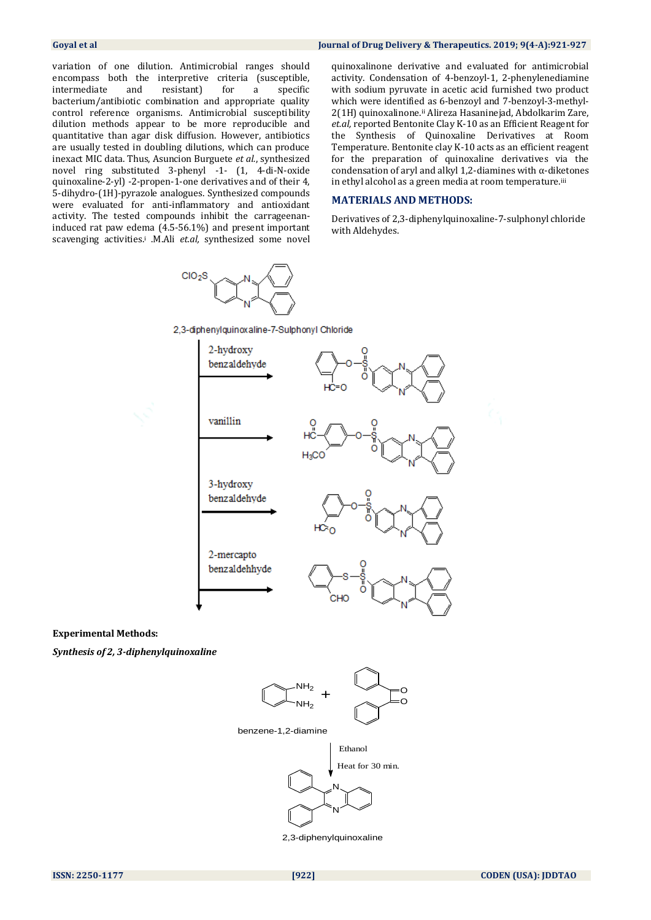variation of one dilution. Antimicrobial ranges should encompass both the interpretive criteria (susceptible, intermediate and resistant) for a specific bacterium/antibiotic combination and appropriate quality control reference organisms. Antimicrobial susceptibility dilution methods appear to be more reproducible and quantitative than agar disk diffusion. However, antibiotics are usually tested in doubling dilutions, which can produce inexact MIC data. Thus, Asuncion Burguete *et al.*, synthesized novel ring substituted 3-phenyl -1- (1, 4-di-N-oxide quinoxaline-2-yl) -2-propen-1-one derivatives and of their 4, 5-dihydro-(1H)-pyrazole analogues. Synthesized compounds were evaluated for anti-inflammatory and antioxidant activity. The tested compounds inhibit the carrageenan-induced rat paw edema (4.5-56.1%) and present important scavenging activities.[i] .M.Ali *et.al,* synthesized some novel quinoxalinone derivative and evaluated for antimicrobial activity. Condensation of 4-benzoyl-1, 2-phenylenediamine with sodium pyruvate in acetic acid furnished two product which were identified as 6-benzoyl and 7-benzoyl-3-methyl-2(1H) quinoxalinone.[ii] Alireza Hasaninejad, Abdolkarim Zare, *et.al,* reported Bentonite Clay K-10 as an Efficient Reagent for the Synthesis of Quinoxaline Derivatives at Room Temperature. Bentonite clay K-10 acts as an efficient reagent for the preparation of quinoxaline derivatives via the condensation of aryl and alkyl 1,2-diamines with α-diketones in ethyl alcohol as a green media at room temperature.[iii]

## MATERIALS AND METHODS:

Derivatives of 2,3-diphenylquinoxaline-7-sulphonyl chloride with Aldehydes.

$ClO_2S$ — 2,3-diphenylquinoxaline-7-Sulphonyl Chloride

2-hydroxy benzaldehyde →

vanillin →

3-hydroxy benzaldehyde →

2-mercapto benzaldehhyde →

**Experimental Methods:**

***Synthesis of 2, 3-diphenylquinoxaline***

benzene-1,2-diamine + benzil

Ethanol

Heat for 30 min.

2,3-diphenylquinoxaline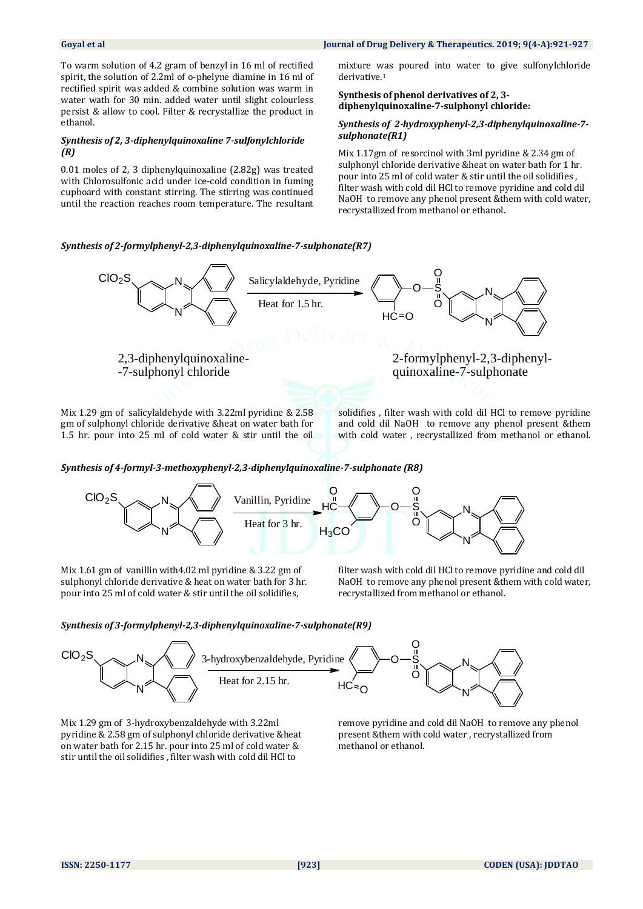To warm solution of 4.2 gram of benzyl in 16 ml of rectified spirit, the solution of 2.2ml of o-phelyne diamine in 16 ml of rectified spirit was added & combine solution was warm in water wath for 30 min. added water until slight colourless persist & allow to cool. Filter & recrystallize the product in ethanol.

***Synthesis of 2, 3-diphenylquinoxaline 7-sulfonylchloride (R)***

0.01 moles of 2, 3 diphenylquinoxaline (2.82g) was treated with Chlorosulfonic acid under ice-cold condition in fuming cupboard with constant stirring. The stirring was continued until the reaction reaches room temperature. The resultant mixture was poured into water to give sulfonylchloride derivative.[1]

**Synthesis of phenol derivatives of 2, 3-diphenylquinoxaline-7-sulphonyl chloride:**

***Synthesis of 2-hydroxyphenyl-2,3-diphenylquinoxaline-7-sulphonate(R1)***

Mix 1.17gm of resorcinol with 3ml pyridine & 2.34 gm of sulphonyl chloride derivative &heat on water bath for 1 hr. pour into 25 ml of cold water & stir until the oil solidifies , filter wash with cold dil HCl to remove pyridine and cold dil NaOH to remove any phenol present &them with cold water, recrystallized from methanol or ethanol.

***Synthesis of 2-formylphenyl-2,3-diphenylquinoxaline-7-sulphonate(R7)***

$ClO_2S$ – 2,3-diphenylquinoxaline-7-sulphonyl chloride → (Salicylaldehyde, Pyridine; Heat for 1.5 hr.) → 2-formylphenyl-2,3-diphenylquinoxaline-7-sulphonate

Mix 1.29 gm of salicylaldehyde with 3.22ml pyridine & 2.58 gm of sulphonyl chloride derivative &heat on water bath for 1.5 hr. pour into 25 ml of cold water & stir until the oil solidifies , filter wash with cold dil HCl to remove pyridine and cold dil NaOH to remove any phenol present &them with cold water , recrystallized from methanol or ethanol.

***Synthesis of 4-formyl-3-methoxyphenyl-2,3-diphenylquinoxaline-7-sulphonate (R8)***

$ClO_2S$ – 2,3-diphenylquinoxaline → (Vanillin, Pyridine; Heat for 3 hr.) → 4-formyl-3-methoxyphenyl-2,3-diphenylquinoxaline-7-sulphonate

Mix 1.61 gm of vanillin with4.02 ml pyridine & 3.22 gm of sulphonyl chloride derivative & heat on water bath for 3 hr. pour into 25 ml of cold water & stir until the oil solidifies, filter wash with cold dil HCl to remove pyridine and cold dil NaOH to remove any phenol present &them with cold water, recrystallized from methanol or ethanol.

***Synthesis of 3-formylphenyl-2,3-diphenylquinoxaline-7-sulphonate(R9)***

$ClO_2S$ – 2,3-diphenylquinoxaline → (3-hydroxybenzaldehyde, Pyridine; Heat for 2.15 hr.) → 3-formylphenyl-2,3-diphenylquinoxaline-7-sulphonate

Mix 1.29 gm of 3-hydroxybenzaldehyde with 3.22ml pyridine & 2.58 gm of sulphonyl chloride derivative &heat on water bath for 2.15 hr. pour into 25 ml of cold water & stir until the oil solidifies , filter wash with cold dil HCl to remove pyridine and cold dil NaOH to remove any phenol present &them with cold water , recrystallized from methanol or ethanol.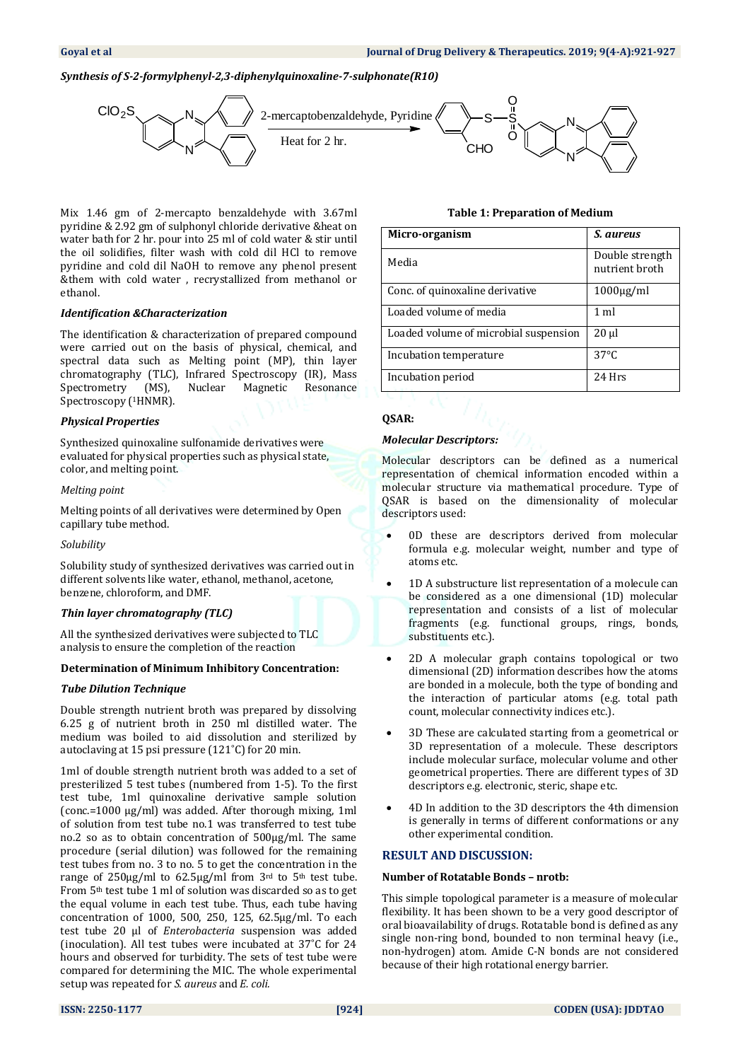*Synthesis of S-2-formylphenyl-2,3-diphenylquinoxaline-7-sulphonate(R10)*

2-mercaptobenzaldehyde, Pyridine

Heat for 2 hr.

Mix 1.46 gm of 2-mercapto benzaldehyde with 3.67ml pyridine & 2.92 gm of sulphonyl chloride derivative &heat on water bath for 2 hr. pour into 25 ml of cold water & stir until the oil solidifies, filter wash with cold dil HCl to remove pyridine and cold dil NaOH to remove any phenol present &them with cold water , recrystallized from methanol or ethanol.

***Identification &Characterization***

The identification & characterization of prepared compound were carried out on the basis of physical, chemical, and spectral data such as Melting point (MP), thin layer chromatography (TLC), Infrared Spectroscopy (IR), Mass Spectrometry (MS), Nuclear Magnetic Resonance Spectroscopy ($^{1}$HNMR).

***Physical Properties***

Synthesized quinoxaline sulfonamide derivatives were evaluated for physical properties such as physical state, color, and melting point.

*Melting point*

Melting points of all derivatives were determined by Open capillary tube method.

*Solubility*

Solubility study of synthesized derivatives was carried out in different solvents like water, ethanol, methanol, acetone, benzene, chloroform, and DMF.

***Thin layer chromatography (TLC)***

All the synthesized derivatives were subjected to TLC analysis to ensure the completion of the reaction

**Determination of Minimum Inhibitory Concentration:**

***Tube Dilution Technique***

Double strength nutrient broth was prepared by dissolving 6.25 g of nutrient broth in 250 ml distilled water. The medium was boiled to aid dissolution and sterilized by autoclaving at 15 psi pressure (121˚C) for 20 min.

1ml of double strength nutrient broth was added to a set of presterilized 5 test tubes (numbered from 1-5). To the first test tube, 1ml quinoxaline derivative sample solution (conc.=1000 µg/ml) was added. After thorough mixing, 1ml of solution from test tube no.1 was transferred to test tube no.2 so as to obtain concentration of 500µg/ml. The same procedure (serial dilution) was followed for the remaining test tubes from no. 3 to no. 5 to get the concentration in the range of 250µg/ml to 62.5µg/ml from 3rd to 5th test tube. From 5th test tube 1 ml of solution was discarded so as to get the equal volume in each test tube. Thus, each tube having concentration of 1000, 500, 250, 125, 62.5µg/ml. To each test tube 20 µl of *Enterobacteria* suspension was added (inoculation). All test tubes were incubated at 37˚C for 24 hours and observed for turbidity. The sets of test tube were compared for determining the MIC. The whole experimental setup was repeated for *S. aureus* and *E. coli.*

**Table 1: Preparation of Medium**

| **Micro-organism** | ***S. aureus*** |
|---|---|
| Media | Double strength nutrient broth |
| Conc. of quinoxaline derivative | 1000µg/ml |
| Loaded volume of media | 1 ml |
| Loaded volume of microbial suspension | 20 µl |
| Incubation temperature | 37°C |
| Incubation period | 24 Hrs |

**QSAR:**

***Molecular Descriptors:***

Molecular descriptors can be defined as a numerical representation of chemical information encoded within a molecular structure via mathematical procedure. Type of QSAR is based on the dimensionality of molecular descriptors used:

- 0D these are descriptors derived from molecular formula e.g. molecular weight, number and type of atoms etc.
- 1D A substructure list representation of a molecule can be considered as a one dimensional (1D) molecular representation and consists of a list of molecular fragments (e.g. functional groups, rings, bonds, substituents etc.).
- 2D A molecular graph contains topological or two dimensional (2D) information describes how the atoms are bonded in a molecule, both the type of bonding and the interaction of particular atoms (e.g. total path count, molecular connectivity indices etc.).
- 3D These are calculated starting from a geometrical or 3D representation of a molecule. These descriptors include molecular surface, molecular volume and other geometrical properties. There are different types of 3D descriptors e.g. electronic, steric, shape etc.
- 4D In addition to the 3D descriptors the 4th dimension is generally in terms of different conformations or any other experimental condition.

## RESULT AND DISCUSSION:

**Number of Rotatable Bonds – nrotb:**

This simple topological parameter is a measure of molecular flexibility. It has been shown to be a very good descriptor of oral bioavailability of drugs. Rotatable bond is defined as any single non-ring bond, bounded to non terminal heavy (i.e., non-hydrogen) atom. Amide C-N bonds are not considered because of their high rotational energy barrier.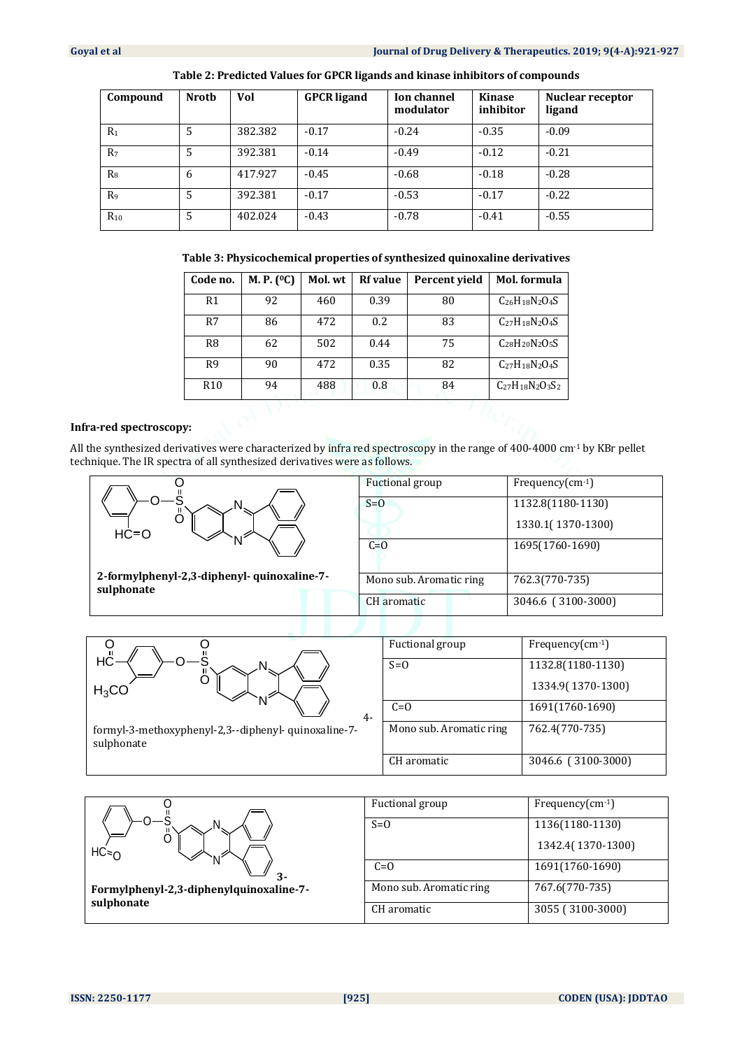**Table 2: Predicted Values for GPCR ligands and kinase inhibitors of compounds**

| Compound | Nrotb | Vol | GPCR ligand | Ion channel modulator | Kinase inhibitor | Nuclear receptor ligand |
|---|---|---|---|---|---|---|
| $R_1$ | 5 | 382.382 | -0.17 | -0.24 | -0.35 | -0.09 |
| $R_7$ | 5 | 392.381 | -0.14 | -0.49 | -0.12 | -0.21 |
| $R_8$ | 6 | 417.927 | -0.45 | -0.68 | -0.18 | -0.28 |
| $R_9$ | 5 | 392.381 | -0.17 | -0.53 | -0.17 | -0.22 |
| $R_{10}$ | 5 | 402.024 | -0.43 | -0.78 | -0.41 | -0.55 |

**Table 3: Physicochemical properties of synthesized quinoxaline derivatives**

| Code no. | M. P. ($^0$C) | Mol. wt | Rf value | Percent yield | Mol. formula |
|---|---|---|---|---|---|
| R1 | 92 | 460 | 0.39 | 80 | $C_{26}H_{18}N_2O_4S$ |
| R7 | 86 | 472 | 0.2 | 83 | $C_{27}H_{18}N_2O_4S$ |
| R8 | 62 | 502 | 0.44 | 75 | $C_{28}H_{20}N_2O_5S$ |
| R9 | 90 | 472 | 0.35 | 82 | $C_{27}H_{18}N_2O_4S$ |
| R10 | 94 | 488 | 0.8 | 84 | $C_{27}H_{18}N_2O_3S_2$ |

**Infra-red spectroscopy:**

All the synthesized derivatives were characterized by infra red spectroscopy in the range of 400-4000 cm$^{-1}$ by KBr pellet technique. The IR spectra of all synthesized derivatives were as follows.

**2-formylphenyl-2,3-diphenyl- quinoxaline-7-sulphonate**

| Fuctional group | Frequency(cm$^{-1}$) |
|---|---|
| S=O | 1132.8(1180-1130)<br>1330.1( 1370-1300) |
| C=O | 1695(1760-1690) |
| Mono sub. Aromatic ring | 762.3(770-735) |
| CH aromatic | 3046.6 ( 3100-3000) |

4-formyl-3-methoxyphenyl-2,3--diphenyl- quinoxaline-7-sulphonate

| Fuctional group | Frequency(cm$^{-1}$) |
|---|---|
| S=O | 1132.8(1180-1130)<br>1334.9( 1370-1300) |
| C=O | 1691(1760-1690) |
| Mono sub. Aromatic ring | 762.4(770-735) |
| CH aromatic | 3046.6 ( 3100-3000) |

**3-Formylphenyl-2,3-diphenylquinoxaline-7-sulphonate**

| Fuctional group | Frequency(cm$^{-1}$) |
|---|---|
| S=O | 1136(1180-1130)<br>1342.4( 1370-1300) |
| C=O | 1691(1760-1690) |
| Mono sub. Aromatic ring | 767.6(770-735) |
| CH aromatic | 3055 ( 3100-3000) |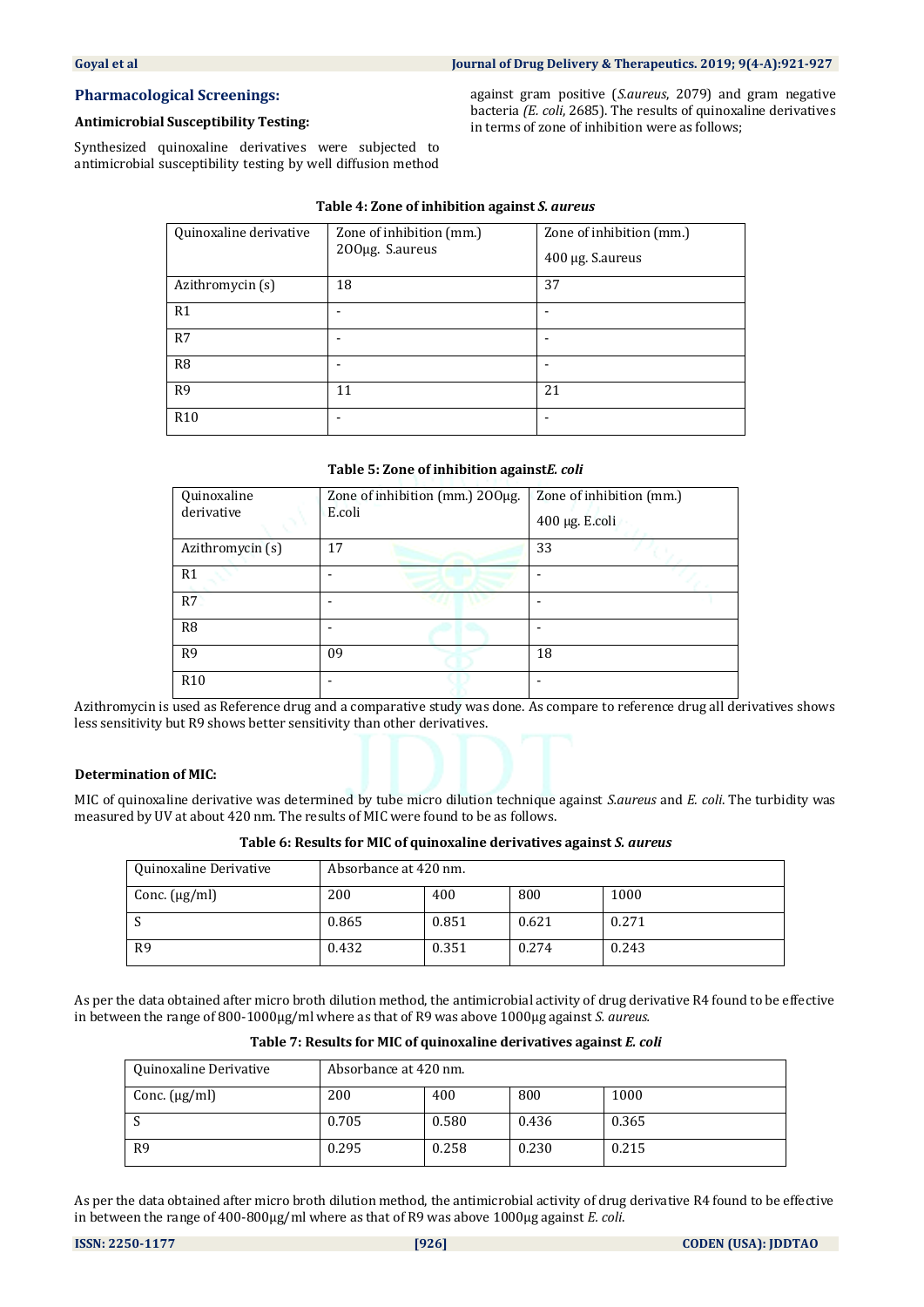## Pharmacological Screenings:

### Antimicrobial Susceptibility Testing:

Synthesized quinoxaline derivatives were subjected to antimicrobial susceptibility testing by well diffusion method against gram positive (*S.aureus*, 2079) and gram negative bacteria *(E. coli*, 2685). The results of quinoxaline derivatives in terms of zone of inhibition were as follows;

**Table 4: Zone of inhibition against *S. aureus***

| Quinoxaline derivative | Zone of inhibition (mm.) 200µg. S.aureus | Zone of inhibition (mm.) 400 µg. S.aureus |
|---|---|---|
| Azithromycin (s) | 18 | 37 |
| R1 | - | - |
| R7 | - | - |
| R8 | - | - |
| R9 | 11 | 21 |
| R10 | - | - |

**Table 5: Zone of inhibition against *E. coli***

| Quinoxaline derivative | Zone of inhibition (mm.) 200µg. E.coli | Zone of inhibition (mm.) 400 µg. E.coli |
|---|---|---|
| Azithromycin (s) | 17 | 33 |
| R1 | - | - |
| R7 | - | - |
| R8 | - | - |
| R9 | 09 | 18 |
| R10 | - | - |

Azithromycin is used as Reference drug and a comparative study was done. As compare to reference drug all derivatives shows less sensitivity but R9 shows better sensitivity than other derivatives.

### Determination of MIC:

MIC of quinoxaline derivative was determined by tube micro dilution technique against *S.aureus* and *E. coli*. The turbidity was measured by UV at about 420 nm. The results of MIC were found to be as follows.

**Table 6: Results for MIC of quinoxaline derivatives against *S. aureus***

| Quinoxaline Derivative | Absorbance at 420 nm. | | | |
|---|---|---|---|---|
| Conc. (µg/ml) | 200 | 400 | 800 | 1000 |
| S | 0.865 | 0.851 | 0.621 | 0.271 |
| R9 | 0.432 | 0.351 | 0.274 | 0.243 |

As per the data obtained after micro broth dilution method, the antimicrobial activity of drug derivative R4 found to be effective in between the range of 800-1000µg/ml where as that of R9 was above 1000µg against *S. aureus.*

**Table 7: Results for MIC of quinoxaline derivatives against *E. coli***

| Quinoxaline Derivative | Absorbance at 420 nm. | | | |
|---|---|---|---|---|
| Conc. (µg/ml) | 200 | 400 | 800 | 1000 |
| S | 0.705 | 0.580 | 0.436 | 0.365 |
| R9 | 0.295 | 0.258 | 0.230 | 0.215 |

As per the data obtained after micro broth dilution method, the antimicrobial activity of drug derivative R4 found to be effective in between the range of 400-800µg/ml where as that of R9 was above 1000µg against *E. coli.*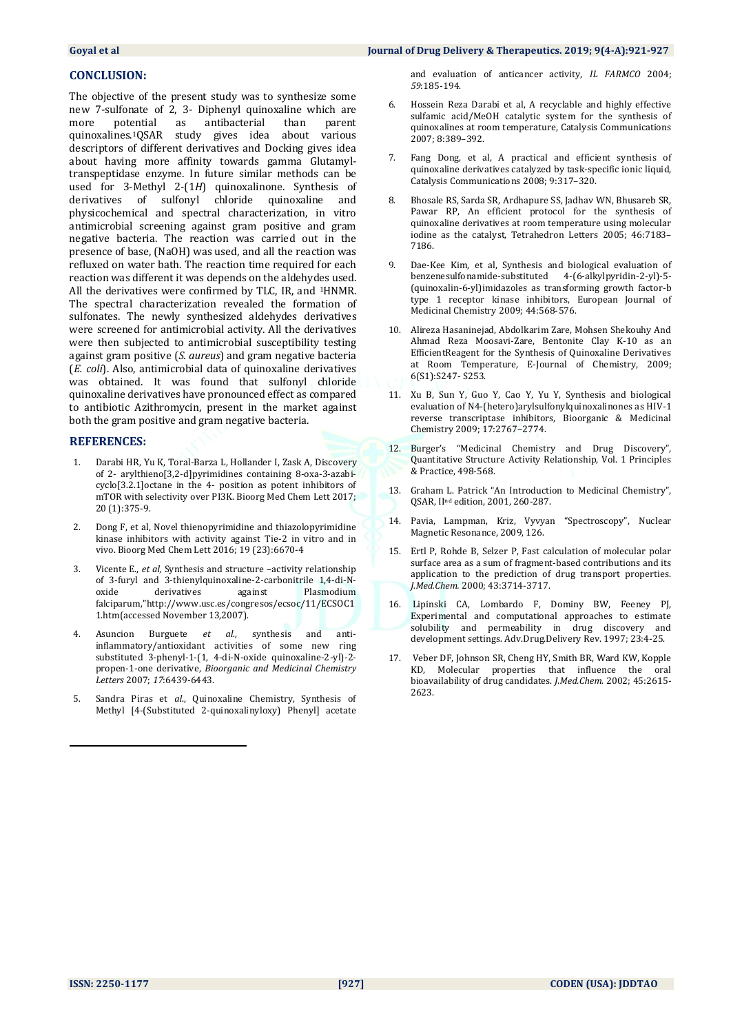## CONCLUSION:

The objective of the present study was to synthesize some new 7-sulfonate of 2, 3- Diphenyl quinoxaline which are more potential as antibacterial than parent quinoxalines.[1]QSAR study gives idea about various descriptors of different derivatives and Docking gives idea about having more affinity towards gamma Glutamyl-transpeptidase enzyme. In future similar methods can be used for 3-Methyl 2-(1*H*) quinoxalinone. Synthesis of derivatives of sulfonyl chloride quinoxaline and physicochemical and spectral characterization, in vitro antimicrobial screening against gram positive and gram negative bacteria. The reaction was carried out in the presence of base, (NaOH) was used, and all the reaction was refluxed on water bath. The reaction time required for each reaction was different it was depends on the aldehydes used. All the derivatives were confirmed by TLC, IR, and $^1$HNMR. The spectral characterization revealed the formation of sulfonates. The newly synthesized aldehydes derivatives were screened for antimicrobial activity. All the derivatives were then subjected to antimicrobial susceptibility testing against gram positive (*S. aureus*) and gram negative bacteria (*E. coli*). Also, antimicrobial data of quinoxaline derivatives was obtained. It was found that sulfonyl chloride quinoxaline derivatives have pronounced effect as compared to antibiotic Azithromycin, present in the market against both the gram positive and gram negative bacteria.

## REFERENCES:

1. Darabi HR, Yu K, Toral-Barza L, Hollander I, Zask A, Discovery of 2- arylthieno[3,2-d]pyrimidines containing 8-oxa-3-azabi-cyclo[3.2.1]octane in the 4- position as potent inhibitors of mTOR with selectivity over PI3K. Bioorg Med Chem Lett 2017; 20 (1):375-9.
2. Dong F, et al, Novel thienopyrimidine and thiazolopyrimidine kinase inhibitors with activity against Tie-2 in vitro and in vivo. Bioorg Med Chem Lett 2016; 19 (23):6670-4
3. Vicente E., *et al,* Synthesis and structure –activity relationship of 3-furyl and 3-thienylquinoxaline-2-carbonitrile 1,4-di-N-oxide derivatives against Plasmodium falciparum,"http://www.usc.es/congresos/ecsoc/11/ECSOC1 1.htm(accessed November 13,2007).
4. Asuncion Burguete *et al.*, synthesis and anti-inflammatory/antioxidant activities of some new ring substituted 3-phenyl-1-(1, 4-di-N-oxide quinoxaline-2-yl)-2-propen-1-one derivative, *Bioorganic and Medicinal Chemistry Letters* 2007; *17*:6439-6443.
5. Sandra Piras et *al*., Quinoxaline Chemistry, Synthesis of Methyl [4-(Substituted 2-quinoxalinyloxy) Phenyl] acetate and evaluation of anticancer activity, *IL FARMCO* 2004; *59*:185-194.
6. Hossein Reza Darabi et al, A recyclable and highly effective sulfamic acid/MeOH catalytic system for the synthesis of quinoxalines at room temperature, Catalysis Communications 2007; 8:389–392.
7. Fang Dong, et al, A practical and efficient synthesis of quinoxaline derivatives catalyzed by task-specific ionic liquid, Catalysis Communications 2008; 9:317–320.
8. Bhosale RS, Sarda SR, Ardhapure SS, Jadhav WN, Bhusareb SR, Pawar RP, An efficient protocol for the synthesis of quinoxaline derivatives at room temperature using molecular iodine as the catalyst, Tetrahedron Letters 2005; 46:7183–7186.
9. Dae-Kee Kim, et al, Synthesis and biological evaluation of benzenesulfonamide-substituted 4-(6-alkylpyridin-2-yl)-5-(quinoxalin-6-yl)imidazoles as transforming growth factor-b type 1 receptor kinase inhibitors, European Journal of Medicinal Chemistry 2009; 44:568-576.
10. Alireza Hasaninejad, Abdolkarim Zare, Mohsen Shekouhy And Ahmad Reza Moosavi-Zare, Bentonite Clay K-10 as an EfficientReagent for the Synthesis of Quinoxaline Derivatives at Room Temperature, E-Journal of Chemistry, 2009; 6(S1):S247- S253.
11. Xu B, Sun Y, Guo Y, Cao Y, Yu Y, Synthesis and biological evaluation of N4-(hetero)arylsulfonylquinoxalinones as HIV-1 reverse transcriptase inhibitors, Bioorganic & Medicinal Chemistry 2009; 17:2767–2774.
12. Burger's "Medicinal Chemistry and Drug Discovery", Quantitative Structure Activity Relationship, Vol. 1 Principles & Practice, 498-568.
13. Graham L. Patrick "An Introduction to Medicinal Chemistry", QSAR, II$^{nd}$ edition, 2001, 260-287.
14. Pavia, Lampman, Kriz, Vyvyan "Spectroscopy", Nuclear Magnetic Resonance, 2009, 126.
15. Ertl P, Rohde B, Selzer P, Fast calculation of molecular polar surface area as a sum of fragment-based contributions and its application to the prediction of drug transport properties. *J.Med.Chem.* 2000; 43:3714-3717.
16. Lipinski CA, Lombardo F, Dominy BW, Feeney PJ, Experimental and computational approaches to estimate solubility and permeability in drug discovery and development settings. Adv.Drug.Delivery Rev. 1997; 23:4-25.
17. Veber DF, Johnson SR, Cheng HY, Smith BR, Ward KW, Kopple KD, Molecular properties that influence the oral bioavailability of drug candidates. *J.Med.Chem.* 2002; 45:2615-2623.